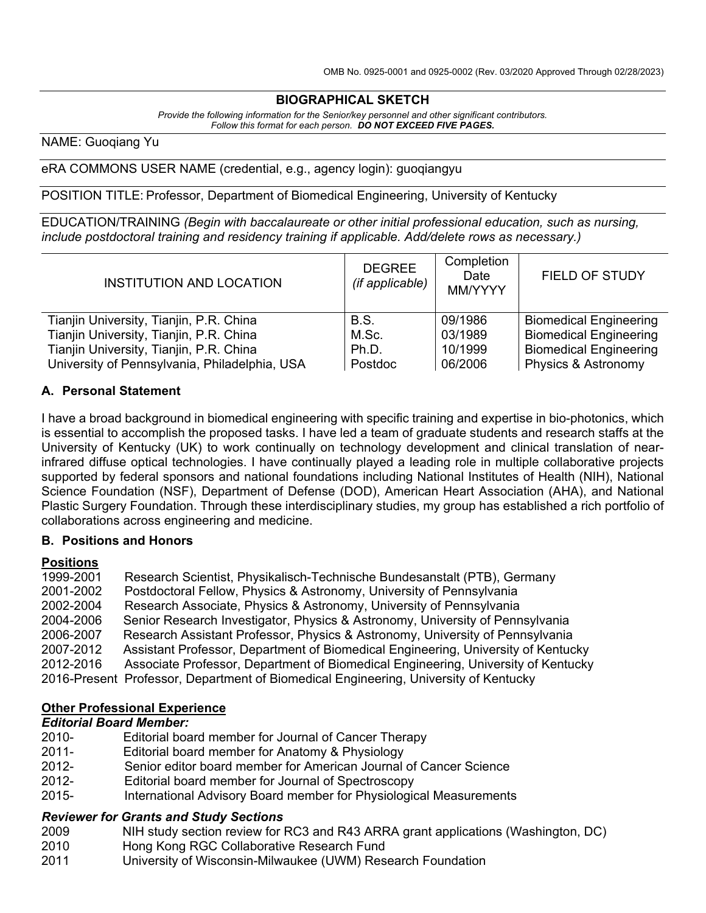OMB No. 0925-0001 and 0925-0002 (Rev. 03/2020 Approved Through 02/28/2023)

# BIOGRAPHICAL SKETCH

*Provide the following information for the Senior/key personnel and other significant contributors. Follow this format for each person.* ***DO NOT EXCEED FIVE PAGES.***

NAME: Guoqiang Yu

eRA COMMONS USER NAME (credential, e.g., agency login): guoqiangyu

POSITION TITLE: Professor, Department of Biomedical Engineering, University of Kentucky

EDUCATION/TRAINING *(Begin with baccalaureate or other initial professional education, such as nursing, include postdoctoral training and residency training if applicable. Add/delete rows as necessary.)*

| INSTITUTION AND LOCATION | DEGREE *(if applicable)* | Completion Date MM/YYYY | FIELD OF STUDY |
|---|---|---|---|
| Tianjin University, Tianjin, P.R. China | B.S. | 09/1986 | Biomedical Engineering |
| Tianjin University, Tianjin, P.R. China | M.Sc. | 03/1989 | Biomedical Engineering |
| Tianjin University, Tianjin, P.R. China | Ph.D. | 10/1999 | Biomedical Engineering |
| University of Pennsylvania, Philadelphia, USA | Postdoc | 06/2006 | Physics & Astronomy |

## A. Personal Statement

I have a broad background in biomedical engineering with specific training and expertise in bio-photonics, which is essential to accomplish the proposed tasks. I have led a team of graduate students and research staffs at the University of Kentucky (UK) to work continually on technology development and clinical translation of near-infrared diffuse optical technologies. I have continually played a leading role in multiple collaborative projects supported by federal sponsors and national foundations including National Institutes of Health (NIH), National Science Foundation (NSF), Department of Defense (DOD), American Heart Association (AHA), and National Plastic Surgery Foundation. Through these interdisciplinary studies, my group has established a rich portfolio of collaborations across engineering and medicine.

## B. Positions and Honors

**Positions**

1999-2001 Research Scientist, Physikalisch-Technische Bundesanstalt (PTB), Germany
2001-2002 Postdoctoral Fellow, Physics & Astronomy, University of Pennsylvania
2002-2004 Research Associate, Physics & Astronomy, University of Pennsylvania
2004-2006 Senior Research Investigator, Physics & Astronomy, University of Pennsylvania
2006-2007 Research Assistant Professor, Physics & Astronomy, University of Pennsylvania
2007-2012 Assistant Professor, Department of Biomedical Engineering, University of Kentucky
2012-2016 Associate Professor, Department of Biomedical Engineering, University of Kentucky
2016-Present Professor, Department of Biomedical Engineering, University of Kentucky

**Other Professional Experience**

***Editorial Board Member:***

2010- Editorial board member for Journal of Cancer Therapy
2011- Editorial board member for Anatomy & Physiology
2012- Senior editor board member for American Journal of Cancer Science
2012- Editorial board member for Journal of Spectroscopy
2015- International Advisory Board member for Physiological Measurements

***Reviewer for Grants and Study Sections***

2009 NIH study section review for RC3 and R43 ARRA grant applications (Washington, DC)
2010 Hong Kong RGC Collaborative Research Fund
2011 University of Wisconsin-Milwaukee (UWM) Research Foundation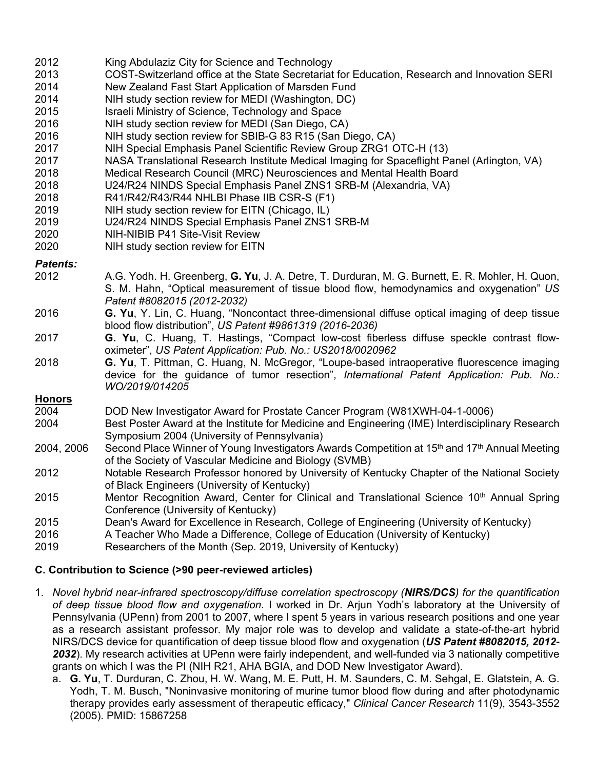2012 King Abdulaziz City for Science and Technology
2013 COST-Switzerland office at the State Secretariat for Education, Research and Innovation SERI
2014 New Zealand Fast Start Application of Marsden Fund
2014 NIH study section review for MEDI (Washington, DC)
2015 Israeli Ministry of Science, Technology and Space
2016 NIH study section review for MEDI (San Diego, CA)
2016 NIH study section review for SBIB-G 83 R15 (San Diego, CA)
2017 NIH Special Emphasis Panel Scientific Review Group ZRG1 OTC-H (13)
2017 NASA Translational Research Institute Medical Imaging for Spaceflight Panel (Arlington, VA)
2018 Medical Research Council (MRC) Neurosciences and Mental Health Board
2018 U24/R24 NINDS Special Emphasis Panel ZNS1 SRB-M (Alexandria, VA)
2018 R41/R42/R43/R44 NHLBI Phase IIB CSR-S (F1)
2019 NIH study section review for EITN (Chicago, IL)
2019 U24/R24 NINDS Special Emphasis Panel ZNS1 SRB-M
2020 NIH-NIBIB P41 Site-Visit Review
2020 NIH study section review for EITN

***Patents:***

2012 A.G. Yodh. H. Greenberg, **G. Yu**, J. A. Detre, T. Durduran, M. G. Burnett, E. R. Mohler, H. Quon, S. M. Hahn, "Optical measurement of tissue blood flow, hemodynamics and oxygenation" *US Patent #8082015 (2012-2032)*

2016 **G. Yu**, Y. Lin, C. Huang, "Noncontact three-dimensional diffuse optical imaging of deep tissue blood flow distribution", *US Patent #9861319 (2016-2036)*

2017 **G. Yu**, C. Huang, T. Hastings, "Compact low-cost fiberless diffuse speckle contrast flow-oximeter", *US Patent Application: Pub. No.: US2018/0020962*

2018 **G. Yu**, T. Pittman, C. Huang, N. McGregor, "Loupe-based intraoperative fluorescence imaging device for the guidance of tumor resection", *International Patent Application: Pub. No.: WO/2019/014205*

**Honors**

2004 DOD New Investigator Award for Prostate Cancer Program (W81XWH-04-1-0006)

2004 Best Poster Award at the Institute for Medicine and Engineering (IME) Interdisciplinary Research Symposium 2004 (University of Pennsylvania)

2004, 2006 Second Place Winner of Young Investigators Awards Competition at 15th and 17th Annual Meeting of the Society of Vascular Medicine and Biology (SVMB)

2012 Notable Research Professor honored by University of Kentucky Chapter of the National Society of Black Engineers (University of Kentucky)

2015 Mentor Recognition Award, Center for Clinical and Translational Science 10th Annual Spring Conference (University of Kentucky)

2015 Dean's Award for Excellence in Research, College of Engineering (University of Kentucky)

2016 A Teacher Who Made a Difference, College of Education (University of Kentucky)

2019 Researchers of the Month (Sep. 2019, University of Kentucky)

**C. Contribution to Science (>90 peer-reviewed articles)**

1. *Novel hybrid near-infrared spectroscopy/diffuse correlation spectroscopy (**NIRS/DCS**) for the quantification of deep tissue blood flow and oxygenation.* I worked in Dr. Arjun Yodh's laboratory at the University of Pennsylvania (UPenn) from 2001 to 2007, where I spent 5 years in various research positions and one year as a research assistant professor. My major role was to develop and validate a state-of-the-art hybrid NIRS/DCS device for quantification of deep tissue blood flow and oxygenation (***US Patent #8082015, 2012-2032***). My research activities at UPenn were fairly independent, and well-funded via 3 nationally competitive grants on which I was the PI (NIH R21, AHA BGIA, and DOD New Investigator Award).
   a. **G. Yu**, T. Durduran, C. Zhou, H. W. Wang, M. E. Putt, H. M. Saunders, C. M. Sehgal, E. Glatstein, A. G. Yodh, T. M. Busch, "Noninvasive monitoring of murine tumor blood flow during and after photodynamic therapy provides early assessment of therapeutic efficacy," *Clinical Cancer Research* 11(9), 3543-3552 (2005). PMID: 15867258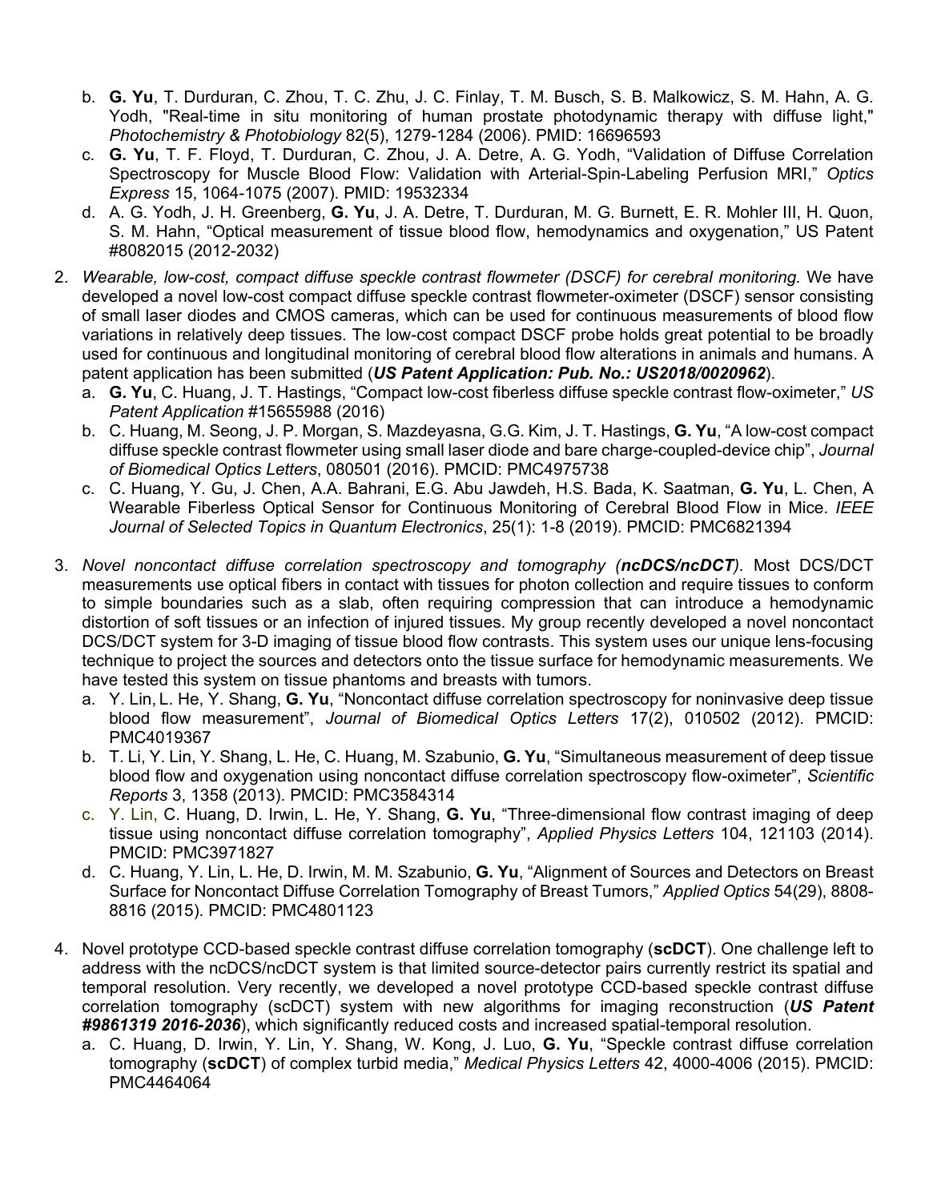b. **G. Yu**, T. Durduran, C. Zhou, T. C. Zhu, J. C. Finlay, T. M. Busch, S. B. Malkowicz, S. M. Hahn, A. G. Yodh, "Real-time in situ monitoring of human prostate photodynamic therapy with diffuse light," *Photochemistry & Photobiology* 82(5), 1279-1284 (2006). PMID: 16696593
   c. **G. Yu**, T. F. Floyd, T. Durduran, C. Zhou, J. A. Detre, A. G. Yodh, "Validation of Diffuse Correlation Spectroscopy for Muscle Blood Flow: Validation with Arterial-Spin-Labeling Perfusion MRI," *Optics Express* 15, 1064-1075 (2007). PMID: 19532334
   d. A. G. Yodh, J. H. Greenberg, **G. Yu**, J. A. Detre, T. Durduran, M. G. Burnett, E. R. Mohler III, H. Quon, S. M. Hahn, "Optical measurement of tissue blood flow, hemodynamics and oxygenation," US Patent #8082015 (2012-2032)

2. *Wearable, low-cost, compact diffuse speckle contrast flowmeter (DSCF) for cerebral monitoring.* We have developed a novel low-cost compact diffuse speckle contrast flowmeter-oximeter (DSCF) sensor consisting of small laser diodes and CMOS cameras, which can be used for continuous measurements of blood flow variations in relatively deep tissues. The low-cost compact DSCF probe holds great potential to be broadly used for continuous and longitudinal monitoring of cerebral blood flow alterations in animals and humans. A patent application has been submitted (***US Patent Application: Pub. No.: US2018/0020962***).
   a. **G. Yu**, C. Huang, J. T. Hastings, "Compact low-cost fiberless diffuse speckle contrast flow-oximeter," *US Patent Application* #15655988 (2016)
   b. C. Huang, M. Seong, J. P. Morgan, S. Mazdeyasna, G.G. Kim, J. T. Hastings, **G. Yu**, "A low-cost compact diffuse speckle contrast flowmeter using small laser diode and bare charge-coupled-device chip", *Journal of Biomedical Optics Letters*, 080501 (2016). PMCID: PMC4975738
   c. C. Huang, Y. Gu, J. Chen, A.A. Bahrani, E.G. Abu Jawdeh, H.S. Bada, K. Saatman, **G. Yu**, L. Chen, A Wearable Fiberless Optical Sensor for Continuous Monitoring of Cerebral Blood Flow in Mice. *IEEE Journal of Selected Topics in Quantum Electronics*, 25(1): 1-8 (2019). PMCID: PMC6821394

3. *Novel noncontact diffuse correlation spectroscopy and tomography (**ncDCS/ncDCT**).* Most DCS/DCT measurements use optical fibers in contact with tissues for photon collection and require tissues to conform to simple boundaries such as a slab, often requiring compression that can introduce a hemodynamic distortion of soft tissues or an infection of injured tissues. My group recently developed a novel noncontact DCS/DCT system for 3-D imaging of tissue blood flow contrasts. This system uses our unique lens-focusing technique to project the sources and detectors onto the tissue surface for hemodynamic measurements. We have tested this system on tissue phantoms and breasts with tumors.
   a. Y. Lin, L. He, Y. Shang, **G. Yu**, "Noncontact diffuse correlation spectroscopy for noninvasive deep tissue blood flow measurement", *Journal of Biomedical Optics Letters* 17(2), 010502 (2012). PMCID: PMC4019367
   b. T. Li, Y. Lin, Y. Shang, L. He, C. Huang, M. Szabunio, **G. Yu**, "Simultaneous measurement of deep tissue blood flow and oxygenation using noncontact diffuse correlation spectroscopy flow-oximeter", *Scientific Reports* 3, 1358 (2013). PMCID: PMC3584314
   c. Y. Lin, C. Huang, D. Irwin, L. He, Y. Shang, **G. Yu**, "Three-dimensional flow contrast imaging of deep tissue using noncontact diffuse correlation tomography", *Applied Physics Letters* 104, 121103 (2014). PMCID: PMC3971827
   d. C. Huang, Y. Lin, L. He, D. Irwin, M. M. Szabunio, **G. Yu**, "Alignment of Sources and Detectors on Breast Surface for Noncontact Diffuse Correlation Tomography of Breast Tumors," *Applied Optics* 54(29), 8808-8816 (2015). PMCID: PMC4801123

4. Novel prototype CCD-based speckle contrast diffuse correlation tomography (**scDCT**). One challenge left to address with the ncDCS/ncDCT system is that limited source-detector pairs currently restrict its spatial and temporal resolution. Very recently, we developed a novel prototype CCD-based speckle contrast diffuse correlation tomography (scDCT) system with new algorithms for imaging reconstruction (***US Patent #9861319 2016-2036***), which significantly reduced costs and increased spatial-temporal resolution.
   a. C. Huang, D. Irwin, Y. Lin, Y. Shang, W. Kong, J. Luo, **G. Yu**, "Speckle contrast diffuse correlation tomography (**scDCT**) of complex turbid media," *Medical Physics Letters* 42, 4000-4006 (2015). PMCID: PMC4464064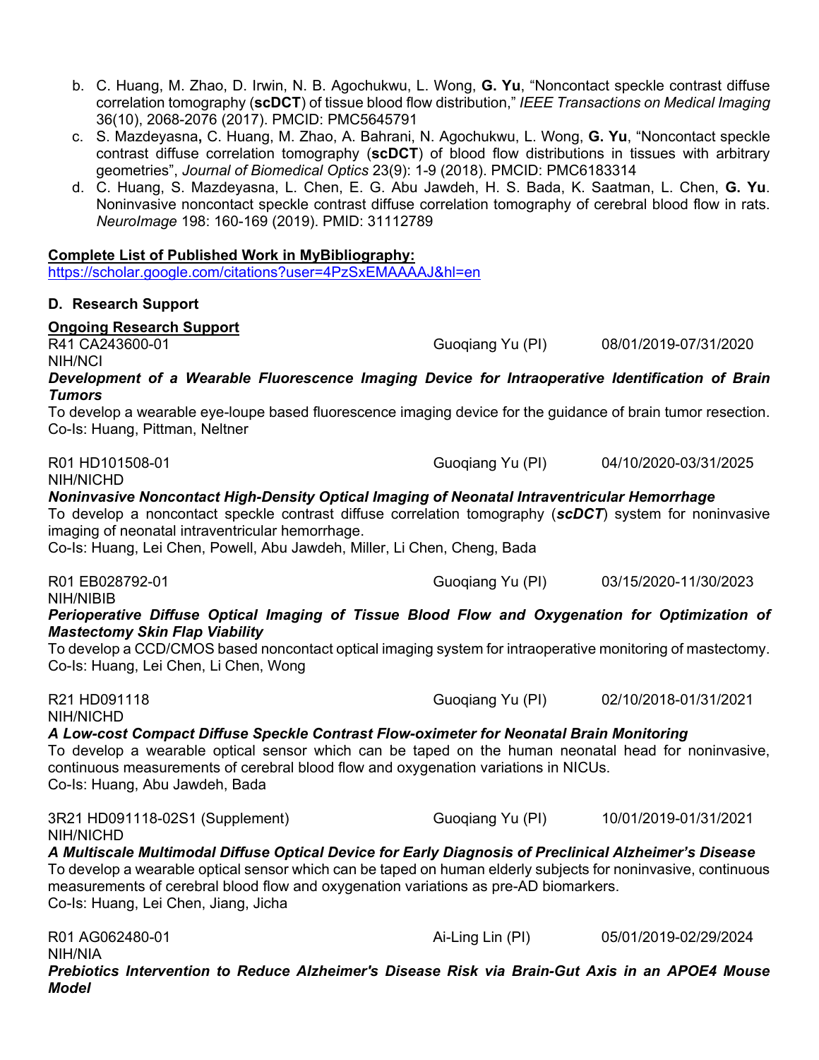b. C. Huang, M. Zhao, D. Irwin, N. B. Agochukwu, L. Wong, **G. Yu**, "Noncontact speckle contrast diffuse correlation tomography (**scDCT**) of tissue blood flow distribution," *IEEE Transactions on Medical Imaging* 36(10), 2068-2076 (2017). PMCID: PMC5645791

c. S. Mazdeyasna**,** C. Huang, M. Zhao, A. Bahrani, N. Agochukwu, L. Wong, **G. Yu**, "Noncontact speckle contrast diffuse correlation tomography (**scDCT**) of blood flow distributions in tissues with arbitrary geometries", *Journal of Biomedical Optics* 23(9): 1-9 (2018). PMCID: PMC6183314

d. C. Huang, S. Mazdeyasna, L. Chen, E. G. Abu Jawdeh, H. S. Bada, K. Saatman, L. Chen, **G. Yu**. Noninvasive noncontact speckle contrast diffuse correlation tomography of cerebral blood flow in rats. *NeuroImage* 198: 160-169 (2019). PMID: 31112789

**Complete List of Published Work in MyBibliography:**
https://scholar.google.com/citations?user=4PzSxEMAAAAJ&hl=en

**D. Research Support**

**Ongoing Research Support**

R41 CA243600-01 — Guoqiang Yu (PI) — 08/01/2019-07/31/2020
NIH/NCI
***Development of a Wearable Fluorescence Imaging Device for Intraoperative Identification of Brain Tumors***
To develop a wearable eye-loupe based fluorescence imaging device for the guidance of brain tumor resection.
Co-Is: Huang, Pittman, Neltner

R01 HD101508-01 — Guoqiang Yu (PI) — 04/10/2020-03/31/2025
NIH/NICHD
***Noninvasive Noncontact High-Density Optical Imaging of Neonatal Intraventricular Hemorrhage***
To develop a noncontact speckle contrast diffuse correlation tomography (***scDCT***) system for noninvasive imaging of neonatal intraventricular hemorrhage.
Co-Is: Huang, Lei Chen, Powell, Abu Jawdeh, Miller, Li Chen, Cheng, Bada

R01 EB028792-01 — Guoqiang Yu (PI) — 03/15/2020-11/30/2023
NIH/NIBIB
***Perioperative Diffuse Optical Imaging of Tissue Blood Flow and Oxygenation for Optimization of Mastectomy Skin Flap Viability***
To develop a CCD/CMOS based noncontact optical imaging system for intraoperative monitoring of mastectomy.
Co-Is: Huang, Lei Chen, Li Chen, Wong

R21 HD091118 — Guoqiang Yu (PI) — 02/10/2018-01/31/2021
NIH/NICHD
***A Low-cost Compact Diffuse Speckle Contrast Flow-oximeter for Neonatal Brain Monitoring***
To develop a wearable optical sensor which can be taped on the human neonatal head for noninvasive, continuous measurements of cerebral blood flow and oxygenation variations in NICUs.
Co-Is: Huang, Abu Jawdeh, Bada

3R21 HD091118-02S1 (Supplement) — Guoqiang Yu (PI) — 10/01/2019-01/31/2021
NIH/NICHD
***A Multiscale Multimodal Diffuse Optical Device for Early Diagnosis of Preclinical Alzheimer's Disease***
To develop a wearable optical sensor which can be taped on human elderly subjects for noninvasive, continuous measurements of cerebral blood flow and oxygenation variations as pre-AD biomarkers.
Co-Is: Huang, Lei Chen, Jiang, Jicha

R01 AG062480-01 — Ai-Ling Lin (PI) — 05/01/2019-02/29/2024
NIH/NIA
***Prebiotics Intervention to Reduce Alzheimer's Disease Risk via Brain-Gut Axis in an APOE4 Mouse Model***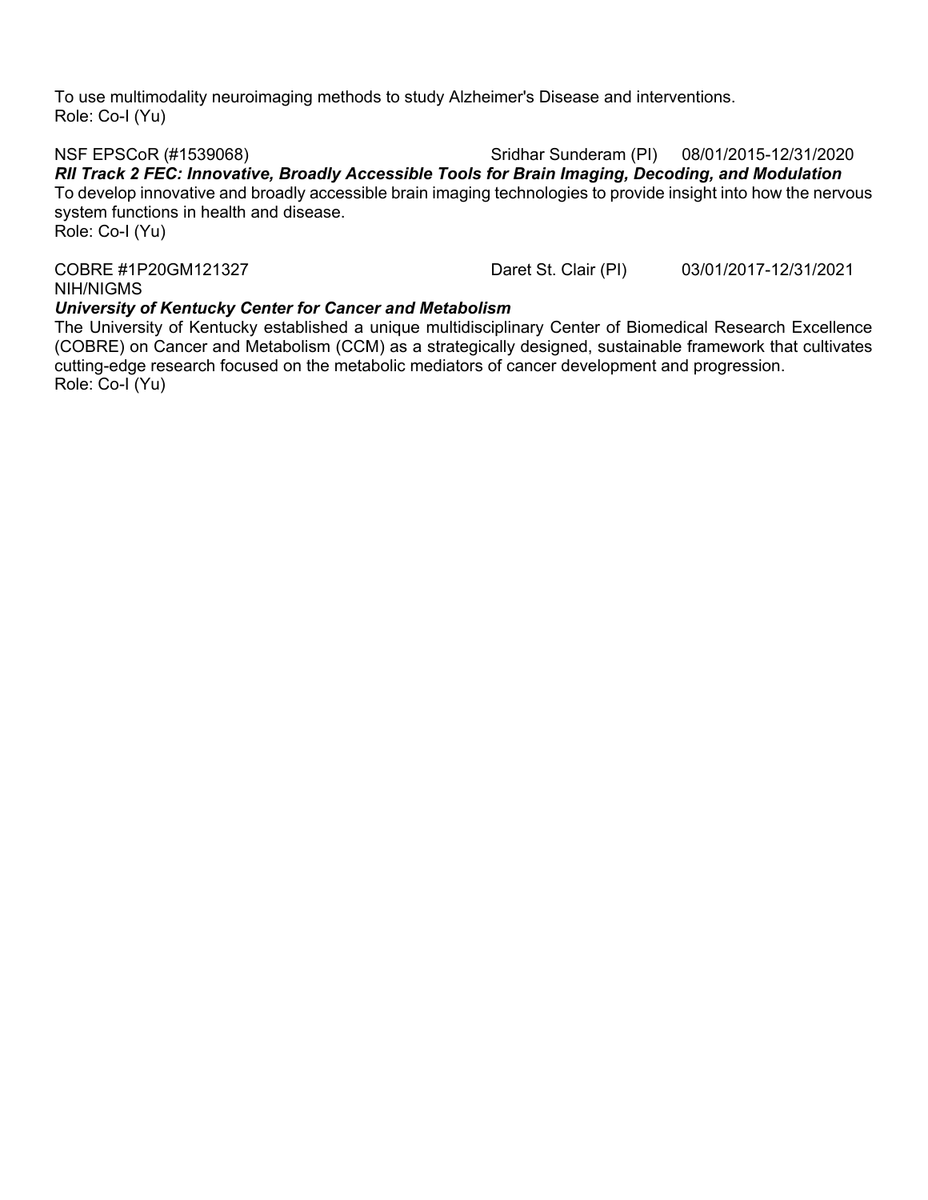To use multimodality neuroimaging methods to study Alzheimer's Disease and interventions.
Role: Co-I (Yu)

NSF EPSCoR (#1539068) Sridhar Sunderam (PI) 08/01/2015-12/31/2020
***RII Track 2 FEC: Innovative, Broadly Accessible Tools for Brain Imaging, Decoding, and Modulation***
To develop innovative and broadly accessible brain imaging technologies to provide insight into how the nervous system functions in health and disease.
Role: Co-I (Yu)

COBRE #1P20GM121327 Daret St. Clair (PI) 03/01/2017-12/31/2021
NIH/NIGMS
***University of Kentucky Center for Cancer and Metabolism***
The University of Kentucky established a unique multidisciplinary Center of Biomedical Research Excellence (COBRE) on Cancer and Metabolism (CCM) as a strategically designed, sustainable framework that cultivates cutting-edge research focused on the metabolic mediators of cancer development and progression.
Role: Co-I (Yu)